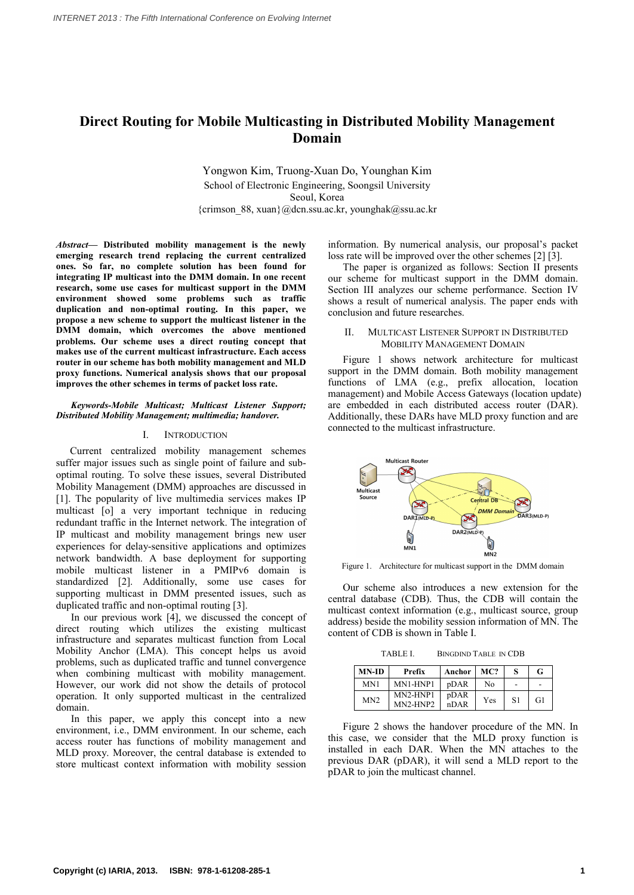# Direct Routing for Mobile Multicasting in Distributed Mobility Management Domain

Yongwon Kim, Truong-Xuan Do, Younghan Kim
School of Electronic Engineering, Soongsil University
Seoul, Korea
{crimson_88, xuan}@dcn.ssu.ac.kr, younghak@ssu.ac.kr

***Abstract*— Distributed mobility management is the newly emerging research trend replacing the current centralized ones. So far, no complete solution has been found for integrating IP multicast into the DMM domain. In one recent research, some use cases for multicast support in the DMM environment showed some problems such as traffic duplication and non-optimal routing. In this paper, we propose a new scheme to support the multicast listener in the DMM domain, which overcomes the above mentioned problems. Our scheme uses a direct routing concept that makes use of the current multicast infrastructure. Each access router in our scheme has both mobility management and MLD proxy functions. Numerical analysis shows that our proposal improves the other schemes in terms of packet loss rate.**

***Keywords-Mobile Multicast; Multicast Listener Support; Distributed Mobility Management; multimedia; handover.***

## I. Introduction

Current centralized mobility management schemes suffer major issues such as single point of failure and sub-optimal routing. To solve these issues, several Distributed Mobility Management (DMM) approaches are discussed in [1]. The popularity of live multimedia services makes IP multicast [o] a very important technique in reducing redundant traffic in the Internet network. The integration of IP multicast and mobility management brings new user experiences for delay-sensitive applications and optimizes network bandwidth. A base deployment for supporting mobile multicast listener in a PMIPv6 domain is standardized [2]. Additionally, some use cases for supporting multicast in DMM presented issues, such as duplicated traffic and non-optimal routing [3].

In our previous work [4], we discussed the concept of direct routing which utilizes the existing multicast infrastructure and separates multicast function from Local Mobility Anchor (LMA). This concept helps us avoid problems, such as duplicated traffic and tunnel convergence when combining multicast with mobility management. However, our work did not show the details of protocol operation. It only supported multicast in the centralized domain.

In this paper, we apply this concept into a new environment, i.e., DMM environment. In our scheme, each access router has functions of mobility management and MLD proxy. Moreover, the central database is extended to store multicast context information with mobility session information. By numerical analysis, our proposal's packet loss rate will be improved over the other schemes [2] [3].

The paper is organized as follows: Section II presents our scheme for multicast support in the DMM domain. Section III analyzes our scheme performance. Section IV shows a result of numerical analysis. The paper ends with conclusion and future researches.

## II. Multicast Listener Support in Distributed Mobility Management Domain

Figure 1 shows network architecture for multicast support in the DMM domain. Both mobility management functions of LMA (e.g., prefix allocation, location management) and Mobile Access Gateways (location update) are embedded in each distributed access router (DAR). Additionally, these DARs have MLD proxy function and are connected to the multicast infrastructure.

Figure 1. Architecture for multicast support in the DMM domain

Our scheme also introduces a new extension for the central database (CDB). Thus, the CDB will contain the multicast context information (e.g., multicast source, group address) beside the mobility session information of MN. The content of CDB is shown in Table I.

TABLE I. BINGDIND TABLE IN CDB

| MN-ID | Prefix | Anchor | MC? | S | G |
|---|---|---|---|---|---|
| MN1 | MN1-HNP1 | pDAR | No | - | - |
| MN2 | MN2-HNP1<br>MN2-HNP2 | pDAR<br>nDAR | Yes | S1 | G1 |

Figure 2 shows the handover procedure of the MN. In this case, we consider that the MLD proxy function is installed in each DAR. When the MN attaches to the previous DAR (pDAR), it will send a MLD report to the pDAR to join the multicast channel.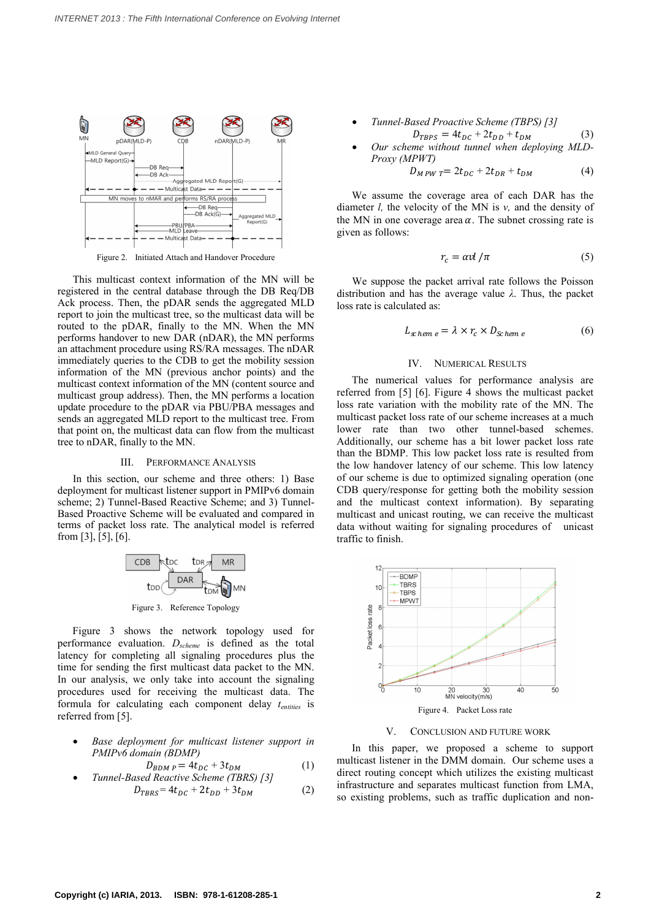Figure 2. Initiated Attach and Handover Procedure

This multicast context information of the MN will be registered in the central database through the DB Req/DB Ack process. Then, the pDAR sends the aggregated MLD report to join the multicast tree, so the multicast data will be routed to the pDAR, finally to the MN. When the MN performs handover to new DAR (nDAR), the MN performs an attachment procedure using RS/RA messages. The nDAR immediately queries to the CDB to get the mobility session information of the MN (previous anchor points) and the multicast context information of the MN (content source and multicast group address). Then, the MN performs a location update procedure to the pDAR via PBU/PBA messages and sends an aggregated MLD report to the multicast tree. From that point on, the multicast data can flow from the multicast tree to nDAR, finally to the MN.

## III. Performance Analysis

In this section, our scheme and three others: 1) Base deployment for multicast listener support in PMIPv6 domain scheme; 2) Tunnel-Based Reactive Scheme; and 3) Tunnel-Based Proactive Scheme will be evaluated and compared in terms of packet loss rate. The analytical model is referred from [3], [5], [6].

Figure 3. Reference Topology

Figure 3 shows the network topology used for performance evaluation. $D_{scheme}$ is defined as the total latency for completing all signaling procedures plus the time for sending the first multicast data packet to the MN. In our analysis, we only take into account the signaling procedures used for receiving the multicast data. The formula for calculating each component delay $t_{entities}$ is referred from [5].

- *Base deployment for multicast listener support in PMIPv6 domain (BDMP)*

$$D_{BDMP} = 4t_{DC} + 3t_{DM} \quad (1)$$

- *Tunnel-Based Reactive Scheme (TBRS) [3]*

$$D_{TBRS} = 4t_{DC} + 2t_{DD} + 3t_{DM} \quad (2)$$

- *Tunnel-Based Proactive Scheme (TBPS) [3]*

$$D_{TBPS} = 4t_{DC} + 2t_{DD} + t_{DM} \quad (3)$$

- *Our scheme without tunnel when deploying MLD-Proxy (MPWT)*

$$D_{MPWT} = 2t_{DC} + 2t_{DR} + t_{DM} \quad (4)$$

We assume the coverage area of each DAR has the diameter *l,* the velocity of the MN is *v,* and the density of the MN in one coverage area $\alpha$. The subnet crossing rate is given as follows:

$$r_c = \alpha vl / \pi \quad (5)$$

We suppose the packet arrival rate follows the Poisson distribution and has the average value $\lambda$. Thus, the packet loss rate is calculated as:

$$L_{scheme} = \lambda \times r_c \times D_{scheme} \quad (6)$$

## IV. Numerical Results

The numerical values for performance analysis are referred from [5] [6]. Figure 4 shows the multicast packet loss rate variation with the mobility rate of the MN. The multicast packet loss rate of our scheme increases at a much lower rate than two other tunnel-based schemes. Additionally, our scheme has a bit lower packet loss rate than the BDMP. This low packet loss rate is resulted from the low handover latency of our scheme. This low latency of our scheme is due to optimized signaling operation (one CDB query/response for getting both the mobility session and the multicast context information). By separating multicast and unicast routing, we can receive the multicast data without waiting for signaling procedures of unicast traffic to finish.

Figure 4. Packet Loss rate

## V. Conclusion and Future Work

In this paper, we proposed a scheme to support multicast listener in the DMM domain. Our scheme uses a direct routing concept which utilizes the existing multicast infrastructure and separates multicast function from LMA, so existing problems, such as traffic duplication and non-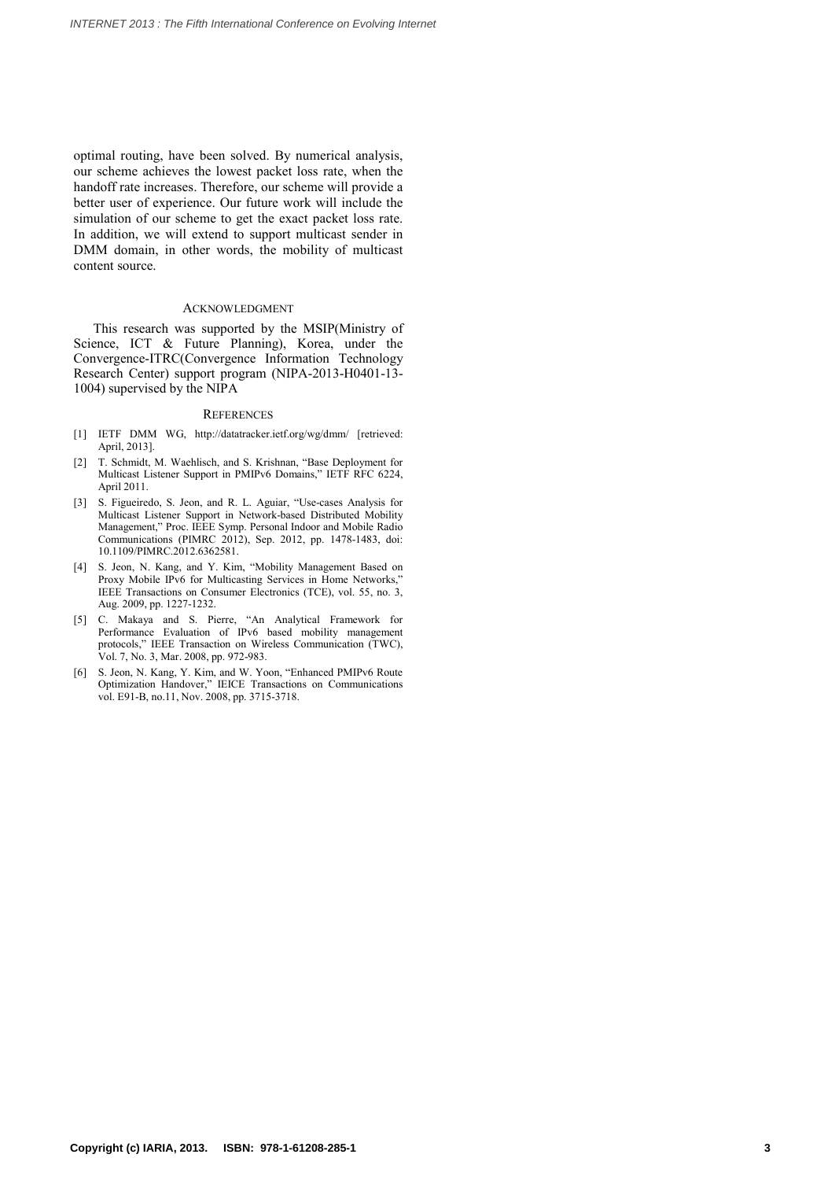optimal routing, have been solved. By numerical analysis, our scheme achieves the lowest packet loss rate, when the handoff rate increases. Therefore, our scheme will provide a better user of experience. Our future work will include the simulation of our scheme to get the exact packet loss rate. In addition, we will extend to support multicast sender in DMM domain, in other words, the mobility of multicast content source.

## ACKNOWLEDGMENT

This research was supported by the MSIP(Ministry of Science, ICT & Future Planning), Korea, under the Convergence-ITRC(Convergence Information Technology Research Center) support program (NIPA-2013-H0401-13-1004) supervised by the NIPA

## REFERENCES

[1] IETF DMM WG, http://datatracker.ietf.org/wg/dmm/ [retrieved: April, 2013].

[2] T. Schmidt, M. Waehlisch, and S. Krishnan, "Base Deployment for Multicast Listener Support in PMIPv6 Domains," IETF RFC 6224, April 2011.

[3] S. Figueiredo, S. Jeon, and R. L. Aguiar, "Use-cases Analysis for Multicast Listener Support in Network-based Distributed Mobility Management," Proc. IEEE Symp. Personal Indoor and Mobile Radio Communications (PIMRC 2012), Sep. 2012, pp. 1478-1483, doi: 10.1109/PIMRC.2012.6362581.

[4] S. Jeon, N. Kang, and Y. Kim, "Mobility Management Based on Proxy Mobile IPv6 for Multicasting Services in Home Networks," IEEE Transactions on Consumer Electronics (TCE), vol. 55, no. 3, Aug. 2009, pp. 1227-1232.

[5] C. Makaya and S. Pierre, "An Analytical Framework for Performance Evaluation of IPv6 based mobility management protocols," IEEE Transaction on Wireless Communication (TWC), Vol. 7, No. 3, Mar. 2008, pp. 972-983.

[6] S. Jeon, N. Kang, Y. Kim, and W. Yoon, "Enhanced PMIPv6 Route Optimization Handover," IEICE Transactions on Communications vol. E91-B, no.11, Nov. 2008, pp. 3715-3718.